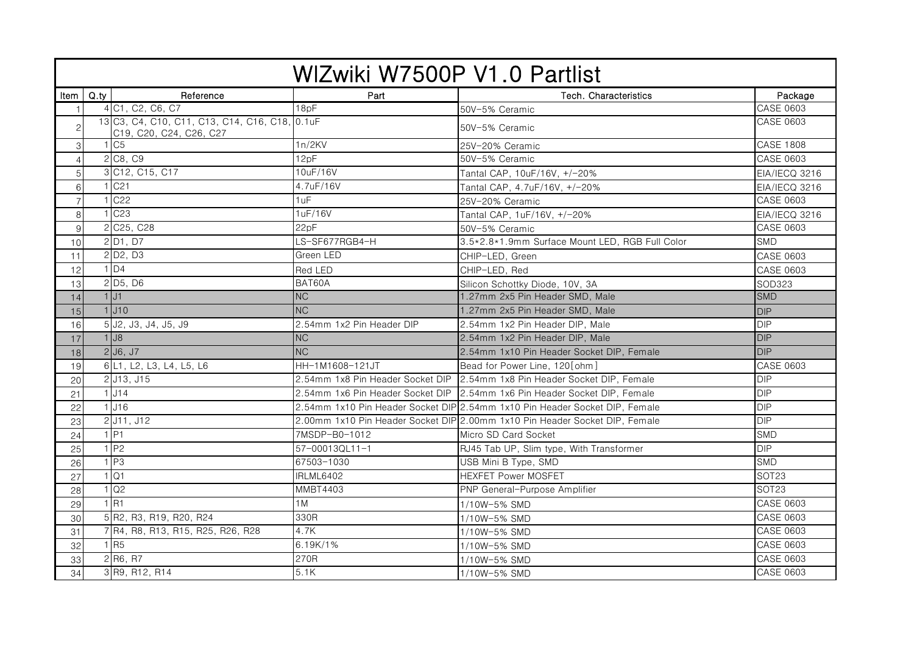# WIZwiki W7500P V1.0 Partlist

| Item | Q.ty | Reference | Part | Tech. Characteristics | Package |
|---|---|---|---|---|---|
| 1 | 4 | C1, C2, C6, C7 | 18pF | 50V-5% Ceramic | CASE 0603 |
| 2 | 13 | C3, C4, C10, C11, C13, C14, C16, C18, C19, C20, C24, C26, C27 | 0.1uF | 50V-5% Ceramic | CASE 0603 |
| 3 | 1 | C5 | 1n/2KV | 25V-20% Ceramic | CASE 1808 |
| 4 | 2 | C8, C9 | 12pF | 50V-5% Ceramic | CASE 0603 |
| 5 | 3 | C12, C15, C17 | 10uF/16V | Tantal CAP, 10uF/16V, +/-20% | EIA/IECQ 3216 |
| 6 | 1 | C21 | 4.7uF/16V | Tantal CAP, 4.7uF/16V, +/-20% | EIA/IECQ 3216 |
| 7 | 1 | C22 | 1uF | 25V-20% Ceramic | CASE 0603 |
| 8 | 1 | C23 | 1uF/16V | Tantal CAP, 1uF/16V, +/-20% | EIA/IECQ 3216 |
| 9 | 2 | C25, C28 | 22pF | 50V-5% Ceramic | CASE 0603 |
| 10 | 2 | D1, D7 | LS-SF677RGB4-H | 3.5*2.8*1.9mm Surface Mount LED, RGB Full Color | SMD |
| 11 | 2 | D2, D3 | Green LED | CHIP-LED, Green | CASE 0603 |
| 12 | 1 | D4 | Red LED | CHIP-LED, Red | CASE 0603 |
| 13 | 2 | D5, D6 | BAT60A | Silicon Schottky Diode, 10V, 3A | SOD323 |
| 14 | 1 | J1 | NC | 1.27mm 2x5 Pin Header SMD, Male | SMD |
| 15 | 1 | J10 | NC | 1.27mm 2x5 Pin Header SMD, Male | DIP |
| 16 | 5 | J2, J3, J4, J5, J9 | 2.54mm 1x2 Pin Header DIP | 2.54mm 1x2 Pin Header DIP, Male | DIP |
| 17 | 1 | J8 | NC | 2.54mm 1x2 Pin Header DIP, Male | DIP |
| 18 | 2 | J6, J7 | NC | 2.54mm 1x10 Pin Header Socket DIP, Female | DIP |
| 19 | 6 | L1, L2, L3, L4, L5, L6 | HH-1M1608-121JT | Bead for Power Line, 120[ohm] | CASE 0603 |
| 20 | 2 | J13, J15 | 2.54mm 1x8 Pin Header Socket DIP | 2.54mm 1x8 Pin Header Socket DIP, Female | DIP |
| 21 | 1 | J14 | 2.54mm 1x6 Pin Header Socket DIP | 2.54mm 1x6 Pin Header Socket DIP, Female | DIP |
| 22 | 1 | J16 | 2.54mm 1x10 Pin Header Socket DIP | 2.54mm 1x10 Pin Header Socket DIP, Female | DIP |
| 23 | 2 | J11, J12 | 2.00mm 1x10 Pin Header Socket DIP | 2.00mm 1x10 Pin Header Socket DIP, Female | DIP |
| 24 | 1 | P1 | 7MSDP-B0-1012 | Micro SD Card Socket | SMD |
| 25 | 1 | P2 | 57-00013QL11-1 | RJ45 Tab UP, Slim type, With Transformer | DIP |
| 26 | 1 | P3 | 67503-1030 | USB Mini B Type, SMD | SMD |
| 27 | 1 | Q1 | IRLML6402 | HEXFET Power MOSFET | SOT23 |
| 28 | 1 | Q2 | MMBT4403 | PNP General-Purpose Amplifier | SOT23 |
| 29 | 1 | R1 | 1M | 1/10W-5% SMD | CASE 0603 |
| 30 | 5 | R2, R3, R19, R20, R24 | 330R | 1/10W-5% SMD | CASE 0603 |
| 31 | 7 | R4, R8, R13, R15, R25, R26, R28 | 4.7K | 1/10W-5% SMD | CASE 0603 |
| 32 | 1 | R5 | 6.19K/1% | 1/10W-5% SMD | CASE 0603 |
| 33 | 2 | R6, R7 | 270R | 1/10W-5% SMD | CASE 0603 |
| 34 | 3 | R9, R12, R14 | 5.1K | 1/10W-5% SMD | CASE 0603 |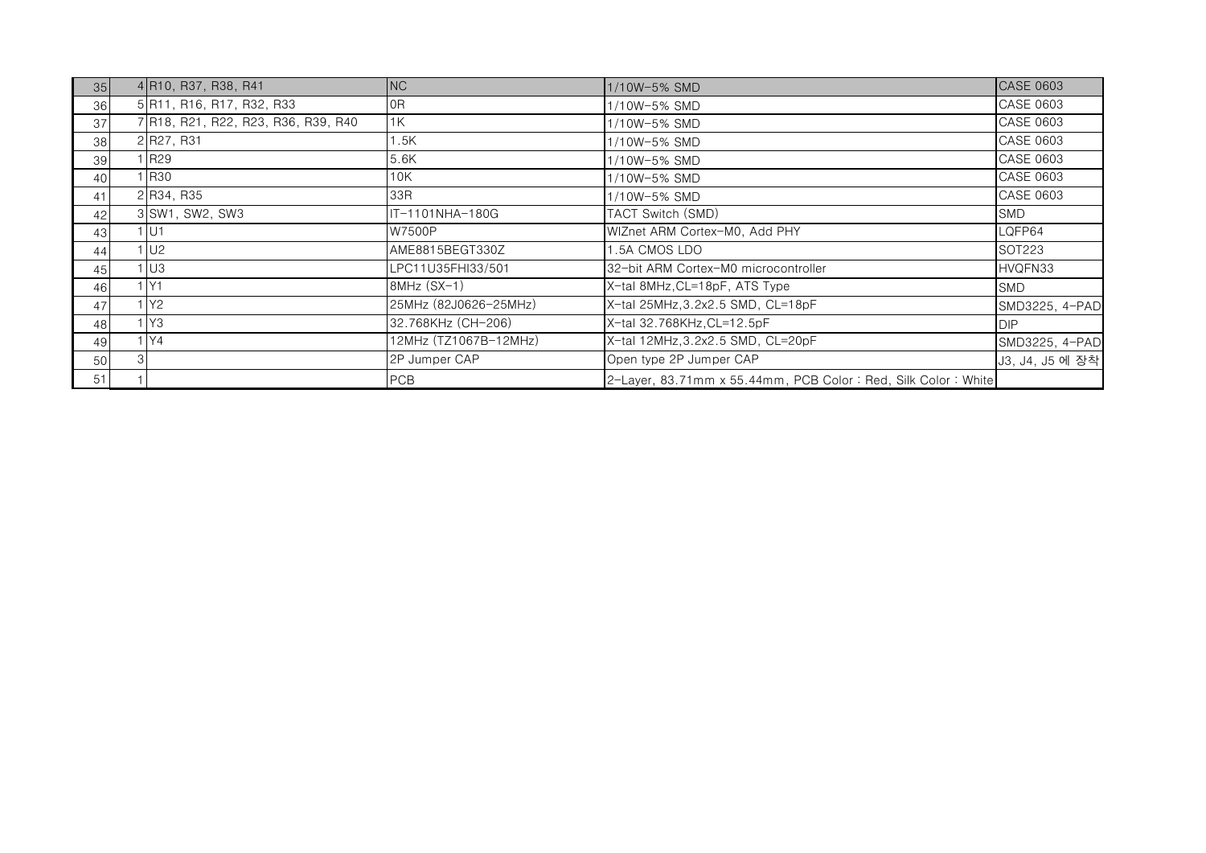| | | | | | |
|---|---|---|---|---|---|
| 35 | 4 | R10, R37, R38, R41 | NC | 1/10W-5% SMD | CASE 0603 |
| 36 | 5 | R11, R16, R17, R32, R33 | 0R | 1/10W-5% SMD | CASE 0603 |
| 37 | 7 | R18, R21, R22, R23, R36, R39, R40 | 1K | 1/10W-5% SMD | CASE 0603 |
| 38 | 2 | R27, R31 | 1.5K | 1/10W-5% SMD | CASE 0603 |
| 39 | 1 | R29 | 5.6K | 1/10W-5% SMD | CASE 0603 |
| 40 | 1 | R30 | 10K | 1/10W-5% SMD | CASE 0603 |
| 41 | 2 | R34, R35 | 33R | 1/10W-5% SMD | CASE 0603 |
| 42 | 3 | SW1, SW2, SW3 | IT-1101NHA-180G | TACT Switch (SMD) | SMD |
| 43 | 1 | U1 | W7500P | WIZnet ARM Cortex-M0, Add PHY | LQFP64 |
| 44 | 1 | U2 | AME8815BEGT330Z | 1.5A CMOS LDO | SOT223 |
| 45 | 1 | U3 | LPC11U35FHI33/501 | 32-bit ARM Cortex-M0 microcontroller | HVQFN33 |
| 46 | 1 | Y1 | 8MHz (SX-1) | X-tal 8MHz,CL=18pF, ATS Type | SMD |
| 47 | 1 | Y2 | 25MHz (82J0626-25MHz) | X-tal 25MHz,3.2x2.5 SMD, CL=18pF | SMD3225, 4-PAD |
| 48 | 1 | Y3 | 32.768KHz (CH-206) | X-tal 32.768KHz,CL=12.5pF | DIP |
| 49 | 1 | Y4 | 12MHz (TZ1067B-12MHz) | X-tal 12MHz,3.2x2.5 SMD, CL=20pF | SMD3225, 4-PAD |
| 50 | 3 | | 2P Jumper CAP | Open type 2P Jumper CAP | J3, J4, J5 에 장착 |
| 51 | 1 | | PCB | 2-Layer, 83.71mm x 55.44mm, PCB Color : Red, Silk Color : White | |